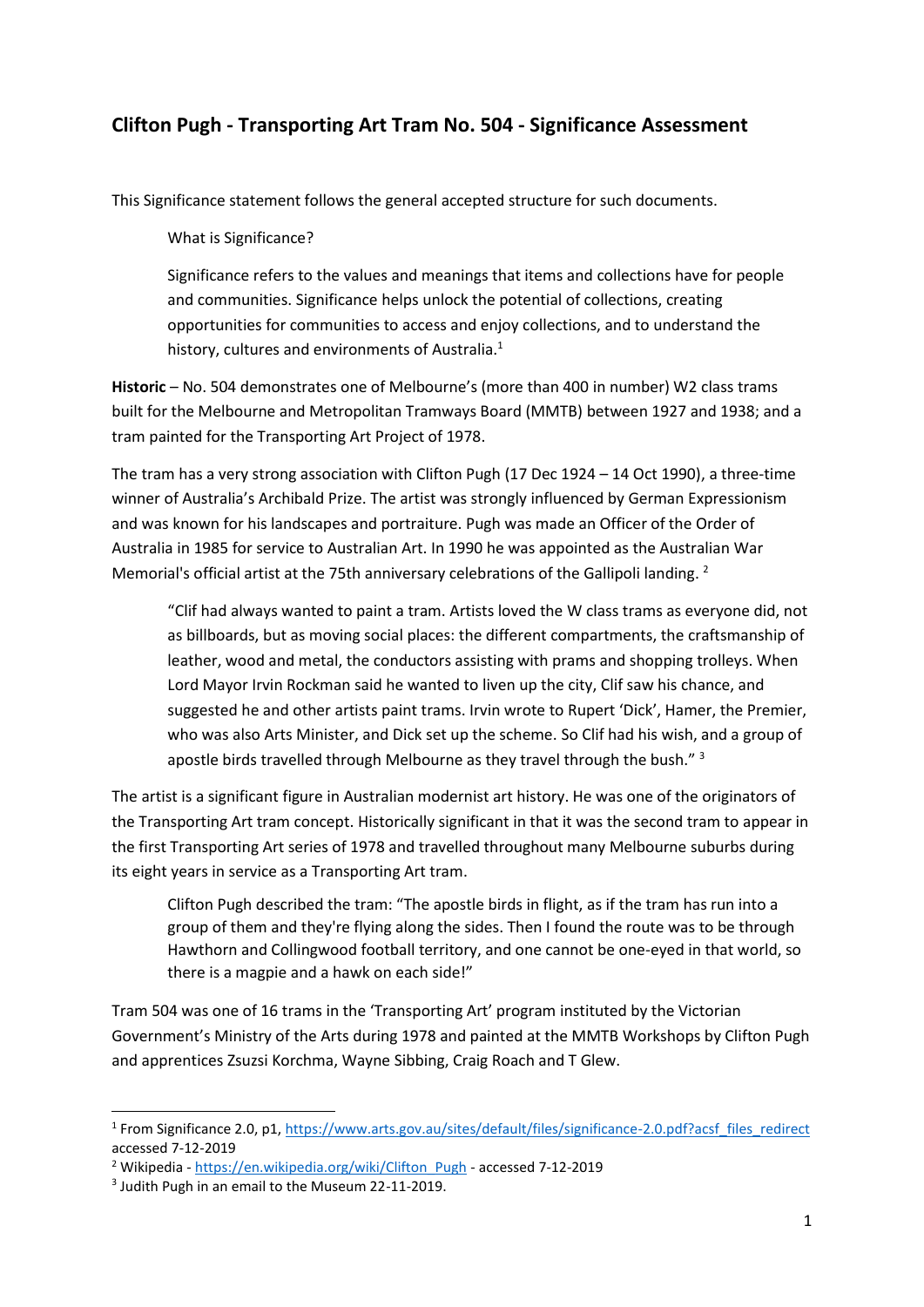# Clifton Pugh - Transporting Art Tram No. 504 - Significance Assessment

This Significance statement follows the general accepted structure for such documents.

> What is Significance?
>
> Significance refers to the values and meanings that items and collections have for people and communities. Significance helps unlock the potential of collections, creating opportunities for communities to access and enjoy collections, and to understand the history, cultures and environments of Australia.[1]

**Historic** – No. 504 demonstrates one of Melbourne's (more than 400 in number) W2 class trams built for the Melbourne and Metropolitan Tramways Board (MMTB) between 1927 and 1938; and a tram painted for the Transporting Art Project of 1978.

The tram has a very strong association with Clifton Pugh (17 Dec 1924 – 14 Oct 1990), a three-time winner of Australia's Archibald Prize. The artist was strongly influenced by German Expressionism and was known for his landscapes and portraiture. Pugh was made an Officer of the Order of Australia in 1985 for service to Australian Art. In 1990 he was appointed as the Australian War Memorial's official artist at the 75th anniversary celebrations of the Gallipoli landing. [2]

> "Clif had always wanted to paint a tram. Artists loved the W class trams as everyone did, not as billboards, but as moving social places: the different compartments, the craftsmanship of leather, wood and metal, the conductors assisting with prams and shopping trolleys. When Lord Mayor Irvin Rockman said he wanted to liven up the city, Clif saw his chance, and suggested he and other artists paint trams. Irvin wrote to Rupert 'Dick', Hamer, the Premier, who was also Arts Minister, and Dick set up the scheme. So Clif had his wish, and a group of apostle birds travelled through Melbourne as they travel through the bush." [3]

The artist is a significant figure in Australian modernist art history. He was one of the originators of the Transporting Art tram concept. Historically significant in that it was the second tram to appear in the first Transporting Art series of 1978 and travelled throughout many Melbourne suburbs during its eight years in service as a Transporting Art tram.

> Clifton Pugh described the tram: "The apostle birds in flight, as if the tram has run into a group of them and they're flying along the sides. Then I found the route was to be through Hawthorn and Collingwood football territory, and one cannot be one-eyed in that world, so there is a magpie and a hawk on each side!"

Tram 504 was one of 16 trams in the 'Transporting Art' program instituted by the Victorian Government's Ministry of the Arts during 1978 and painted at the MMTB Workshops by Clifton Pugh and apprentices Zsuzsi Korchma, Wayne Sibbing, Craig Roach and T Glew.

---

[1] From Significance 2.0, p1, https://www.arts.gov.au/sites/default/files/significance-2.0.pdf?acsf_files_redirect accessed 7-12-2019

[2] Wikipedia - https://en.wikipedia.org/wiki/Clifton_Pugh - accessed 7-12-2019

[3] Judith Pugh in an email to the Museum 22-11-2019.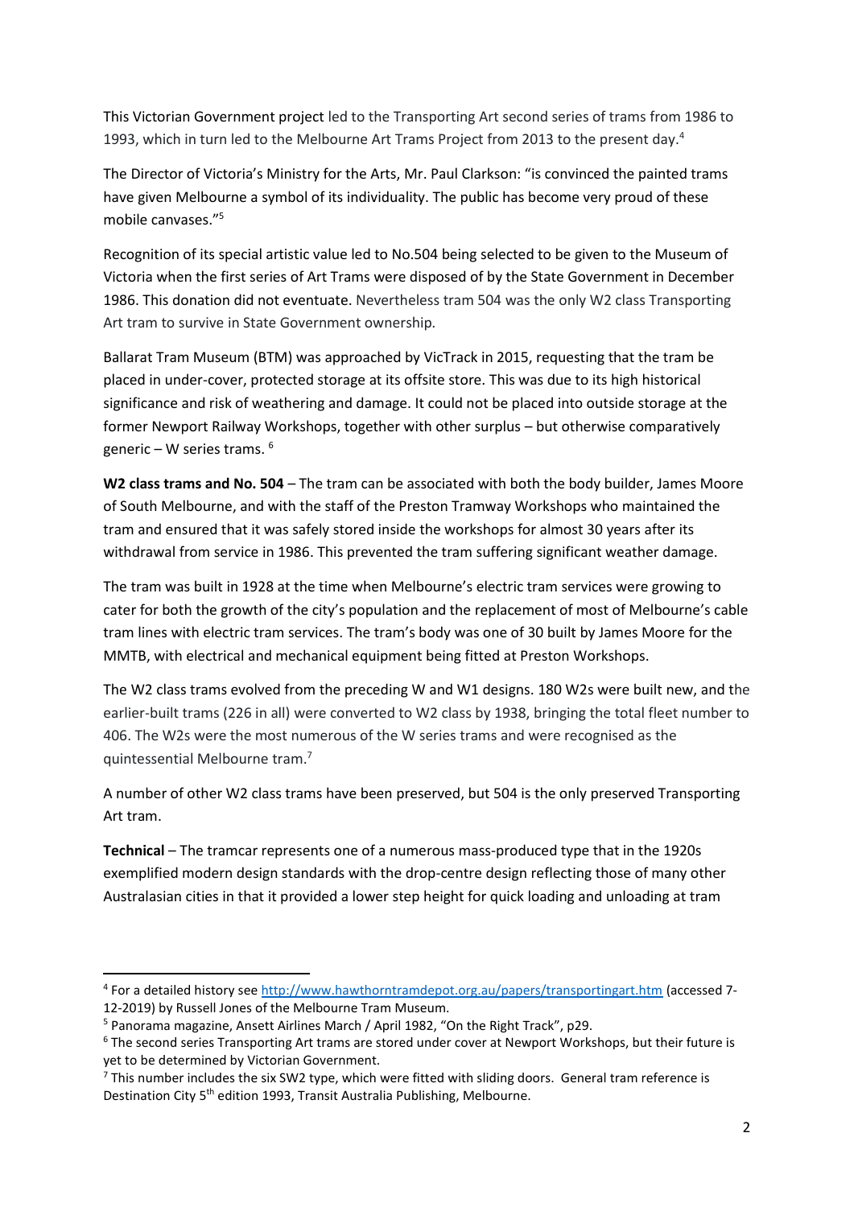This Victorian Government project led to the Transporting Art second series of trams from 1986 to 1993, which in turn led to the Melbourne Art Trams Project from 2013 to the present day.[4]

The Director of Victoria's Ministry for the Arts, Mr. Paul Clarkson: "is convinced the painted trams have given Melbourne a symbol of its individuality. The public has become very proud of these mobile canvases."[5]

Recognition of its special artistic value led to No.504 being selected to be given to the Museum of Victoria when the first series of Art Trams were disposed of by the State Government in December 1986. This donation did not eventuate. Nevertheless tram 504 was the only W2 class Transporting Art tram to survive in State Government ownership.

Ballarat Tram Museum (BTM) was approached by VicTrack in 2015, requesting that the tram be placed in under-cover, protected storage at its offsite store. This was due to its high historical significance and risk of weathering and damage. It could not be placed into outside storage at the former Newport Railway Workshops, together with other surplus – but otherwise comparatively generic – W series trams. [6]

**W2 class trams and No. 504** – The tram can be associated with both the body builder, James Moore of South Melbourne, and with the staff of the Preston Tramway Workshops who maintained the tram and ensured that it was safely stored inside the workshops for almost 30 years after its withdrawal from service in 1986. This prevented the tram suffering significant weather damage.

The tram was built in 1928 at the time when Melbourne's electric tram services were growing to cater for both the growth of the city's population and the replacement of most of Melbourne's cable tram lines with electric tram services. The tram's body was one of 30 built by James Moore for the MMTB, with electrical and mechanical equipment being fitted at Preston Workshops.

The W2 class trams evolved from the preceding W and W1 designs. 180 W2s were built new, and the earlier-built trams (226 in all) were converted to W2 class by 1938, bringing the total fleet number to 406. The W2s were the most numerous of the W series trams and were recognised as the quintessential Melbourne tram.[7]

A number of other W2 class trams have been preserved, but 504 is the only preserved Transporting Art tram.

**Technical** – The tramcar represents one of a numerous mass-produced type that in the 1920s exemplified modern design standards with the drop-centre design reflecting those of many other Australasian cities in that it provided a lower step height for quick loading and unloading at tram

---

[4] For a detailed history see http://www.hawthorntramdepot.org.au/papers/transportingart.htm (accessed 7-12-2019) by Russell Jones of the Melbourne Tram Museum.

[5] Panorama magazine, Ansett Airlines March / April 1982, "On the Right Track", p29.

[6] The second series Transporting Art trams are stored under cover at Newport Workshops, but their future is yet to be determined by Victorian Government.

[7] This number includes the six SW2 type, which were fitted with sliding doors. General tram reference is Destination City 5th edition 1993, Transit Australia Publishing, Melbourne.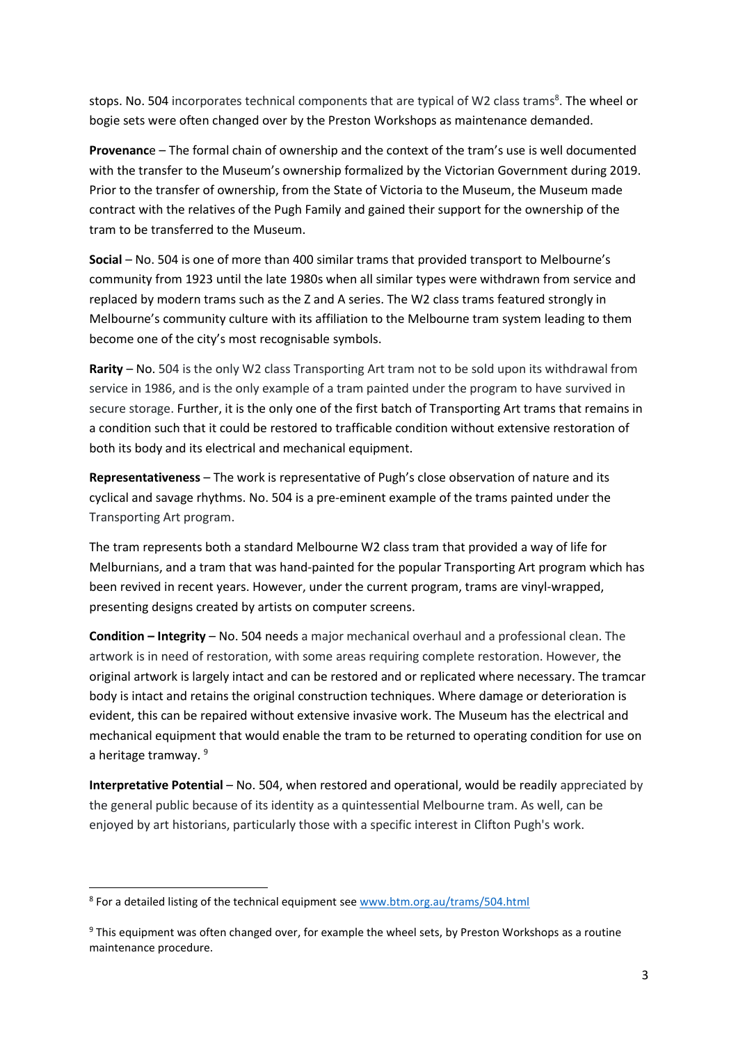stops. No. 504 incorporates technical components that are typical of W2 class trams[8]. The wheel or bogie sets were often changed over by the Preston Workshops as maintenance demanded.

**Provenanc**e – The formal chain of ownership and the context of the tram's use is well documented with the transfer to the Museum's ownership formalized by the Victorian Government during 2019. Prior to the transfer of ownership, from the State of Victoria to the Museum, the Museum made contract with the relatives of the Pugh Family and gained their support for the ownership of the tram to be transferred to the Museum.

**Social** – No. 504 is one of more than 400 similar trams that provided transport to Melbourne's community from 1923 until the late 1980s when all similar types were withdrawn from service and replaced by modern trams such as the Z and A series. The W2 class trams featured strongly in Melbourne's community culture with its affiliation to the Melbourne tram system leading to them become one of the city's most recognisable symbols.

**Rarity** – No. 504 is the only W2 class Transporting Art tram not to be sold upon its withdrawal from service in 1986, and is the only example of a tram painted under the program to have survived in secure storage. Further, it is the only one of the first batch of Transporting Art trams that remains in a condition such that it could be restored to trafficable condition without extensive restoration of both its body and its electrical and mechanical equipment.

**Representativeness** – The work is representative of Pugh's close observation of nature and its cyclical and savage rhythms. No. 504 is a pre-eminent example of the trams painted under the Transporting Art program.

The tram represents both a standard Melbourne W2 class tram that provided a way of life for Melburnians, and a tram that was hand-painted for the popular Transporting Art program which has been revived in recent years. However, under the current program, trams are vinyl-wrapped, presenting designs created by artists on computer screens.

**Condition – Integrity** – No. 504 needs a major mechanical overhaul and a professional clean. The artwork is in need of restoration, with some areas requiring complete restoration. However, the original artwork is largely intact and can be restored and or replicated where necessary. The tramcar body is intact and retains the original construction techniques. Where damage or deterioration is evident, this can be repaired without extensive invasive work. The Museum has the electrical and mechanical equipment that would enable the tram to be returned to operating condition for use on a heritage tramway. [9]

**Interpretative Potential** – No. 504, when restored and operational, would be readily appreciated by the general public because of its identity as a quintessential Melbourne tram. As well, can be enjoyed by art historians, particularly those with a specific interest in Clifton Pugh's work.

---

[8] For a detailed listing of the technical equipment see [www.btm.org.au/trams/504.html](http://www.btm.org.au/trams/504.html)

[9] This equipment was often changed over, for example the wheel sets, by Preston Workshops as a routine maintenance procedure.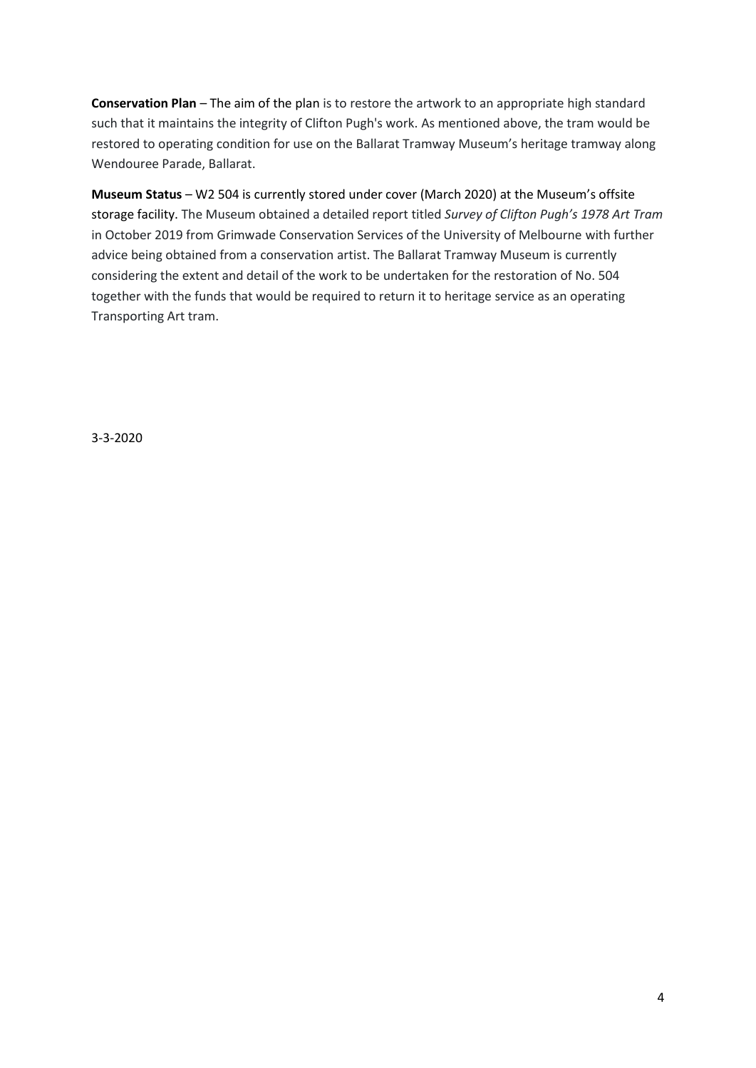**Conservation Plan** – The aim of the plan is to restore the artwork to an appropriate high standard such that it maintains the integrity of Clifton Pugh's work. As mentioned above, the tram would be restored to operating condition for use on the Ballarat Tramway Museum's heritage tramway along Wendouree Parade, Ballarat.

**Museum Status** – W2 504 is currently stored under cover (March 2020) at the Museum's offsite storage facility. The Museum obtained a detailed report titled *Survey of Clifton Pugh's 1978 Art Tram* in October 2019 from Grimwade Conservation Services of the University of Melbourne with further advice being obtained from a conservation artist. The Ballarat Tramway Museum is currently considering the extent and detail of the work to be undertaken for the restoration of No. 504 together with the funds that would be required to return it to heritage service as an operating Transporting Art tram.

3-3-2020